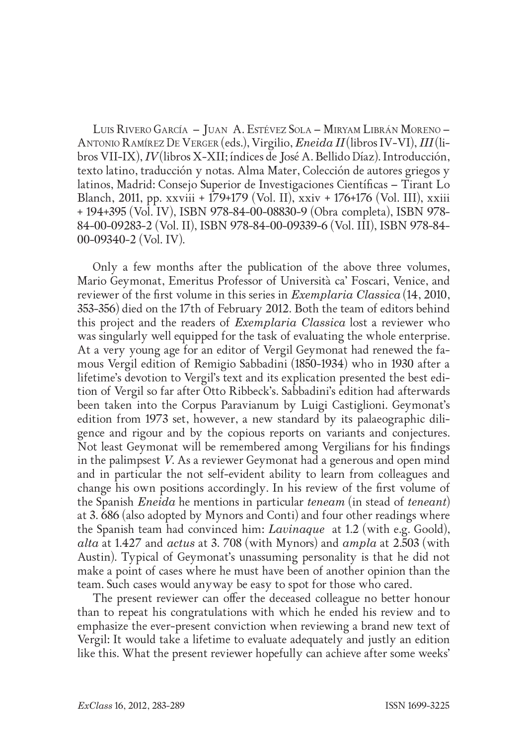Luis Rivero García – Juan A. Estévez Sola – Miryam Librán Moreno – Antonio Ramírez De Verger (eds.), Virgilio, *Eneida II* (libros IV-VI), *III* (libros VII-IX), *IV* (libros X-XII; índices de José A. Bellido Díaz). Introducción, texto latino, traducción y notas. Alma Mater, Colección de autores griegos y latinos, Madrid: Consejo Superior de Investigaciones Científicas – Tirant Lo Blanch, 2011, pp. xxviii + 179+179 (Vol. II), xxiv + 176+176 (Vol. III), xxiii + 194+395 (Vol. IV), ISBN 978-84-00-08830-9 (Obra completa), ISBN 978-84-00-09283-2 (Vol. II), ISBN 978-84-00-09339-6 (Vol. III), ISBN 978-84-00-09340-2 (Vol. IV).

Only a few months after the publication of the above three volumes, Mario Geymonat, Emeritus Professor of Università ca' Foscari, Venice, and reviewer of the first volume in this series in *Exemplaria Classica* (14, 2010, 353-356) died on the 17th of February 2012. Both the team of editors behind this project and the readers of *Exemplaria Classica* lost a reviewer who was singularly well equipped for the task of evaluating the whole enterprise. At a very young age for an editor of Vergil Geymonat had renewed the famous Vergil edition of Remigio Sabbadini (1850-1934) who in 1930 after a lifetime's devotion to Vergil's text and its explication presented the best edition of Vergil so far after Otto Ribbeck's. Sabbadini's edition had afterwards been taken into the Corpus Paravianum by Luigi Castiglioni. Geymonat's edition from 1973 set, however, a new standard by its palaeographic diligence and rigour and by the copious reports on variants and conjectures. Not least Geymonat will be remembered among Vergilians for his findings in the palimpsest *V*. As a reviewer Geymonat had a generous and open mind and in particular the not self-evident ability to learn from colleagues and change his own positions accordingly. In his review of the first volume of the Spanish *Eneida* he mentions in particular *teneam* (in stead of *teneant*) at 3. 686 (also adopted by Mynors and Conti) and four other readings where the Spanish team had convinced him: *Lavinaque* at 1.2 (with e.g. Goold), *alta* at 1.427 and *actus* at 3. 708 (with Mynors) and *ampla* at 2.503 (with Austin). Typical of Geymonat's unassuming personality is that he did not make a point of cases where he must have been of another opinion than the team. Such cases would anyway be easy to spot for those who cared.

The present reviewer can offer the deceased colleague no better honour than to repeat his congratulations with which he ended his review and to emphasize the ever-present conviction when reviewing a brand new text of Vergil: It would take a lifetime to evaluate adequately and justly an edition like this. What the present reviewer hopefully can achieve after some weeks'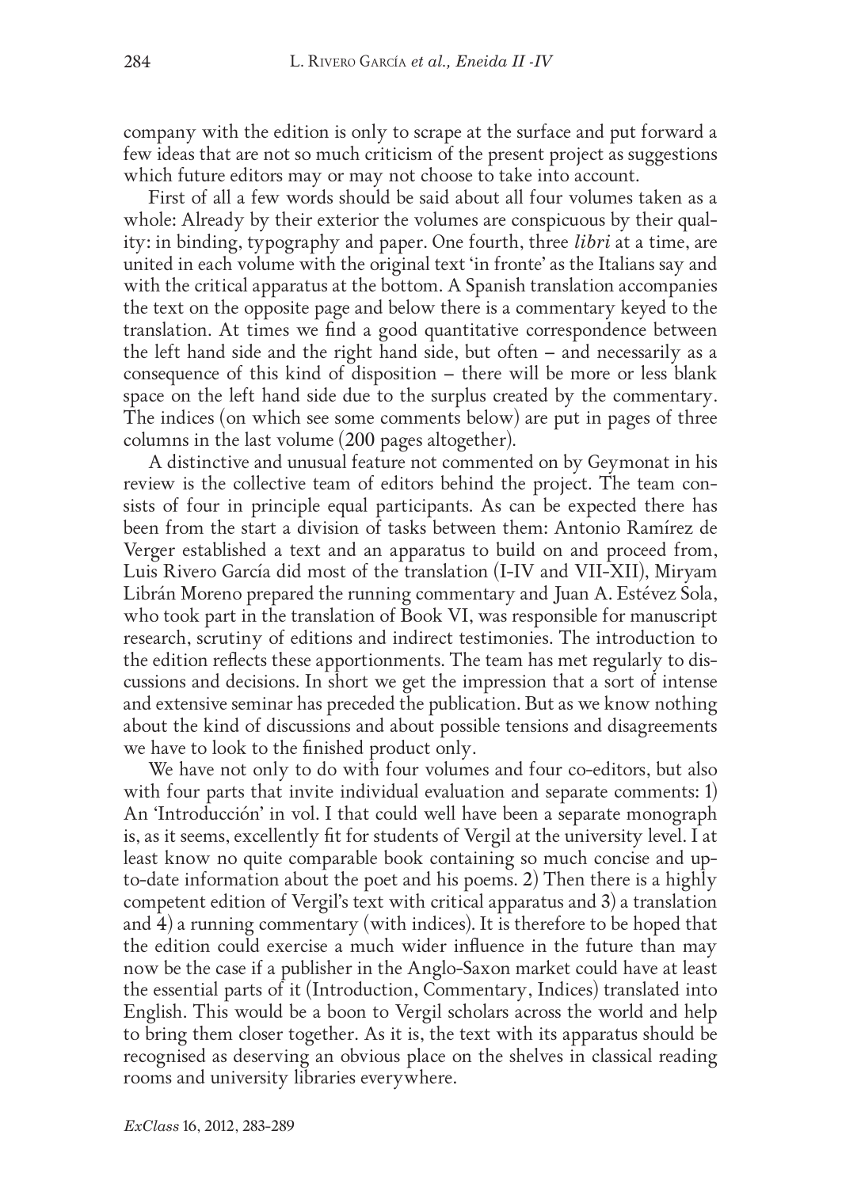company with the edition is only to scrape at the surface and put forward a few ideas that are not so much criticism of the present project as suggestions which future editors may or may not choose to take into account.

First of all a few words should be said about all four volumes taken as a whole: Already by their exterior the volumes are conspicuous by their quality: in binding, typography and paper. One fourth, three *libri* at a time, are united in each volume with the original text 'in fronte' as the Italians say and with the critical apparatus at the bottom. A Spanish translation accompanies the text on the opposite page and below there is a commentary keyed to the translation. At times we find a good quantitative correspondence between the left hand side and the right hand side, but often – and necessarily as a consequence of this kind of disposition – there will be more or less blank space on the left hand side due to the surplus created by the commentary. The indices (on which see some comments below) are put in pages of three columns in the last volume (200 pages altogether).

A distinctive and unusual feature not commented on by Geymonat in his review is the collective team of editors behind the project. The team consists of four in principle equal participants. As can be expected there has been from the start a division of tasks between them: Antonio Ramírez de Verger established a text and an apparatus to build on and proceed from, Luis Rivero García did most of the translation (I-IV and VII-XII), Miryam Librán Moreno prepared the running commentary and Juan A. Estévez Sola, who took part in the translation of Book VI, was responsible for manuscript research, scrutiny of editions and indirect testimonies. The introduction to the edition reflects these apportionments. The team has met regularly to discussions and decisions. In short we get the impression that a sort of intense and extensive seminar has preceded the publication. But as we know nothing about the kind of discussions and about possible tensions and disagreements we have to look to the finished product only.

We have not only to do with four volumes and four co-editors, but also with four parts that invite individual evaluation and separate comments: 1) An 'Introducción' in vol. I that could well have been a separate monograph is, as it seems, excellently fit for students of Vergil at the university level. I at least know no quite comparable book containing so much concise and up-to-date information about the poet and his poems. 2) Then there is a highly competent edition of Vergil's text with critical apparatus and 3) a translation and 4) a running commentary (with indices). It is therefore to be hoped that the edition could exercise a much wider influence in the future than may now be the case if a publisher in the Anglo-Saxon market could have at least the essential parts of it (Introduction, Commentary, Indices) translated into English. This would be a boon to Vergil scholars across the world and help to bring them closer together. As it is, the text with its apparatus should be recognised as deserving an obvious place on the shelves in classical reading rooms and university libraries everywhere.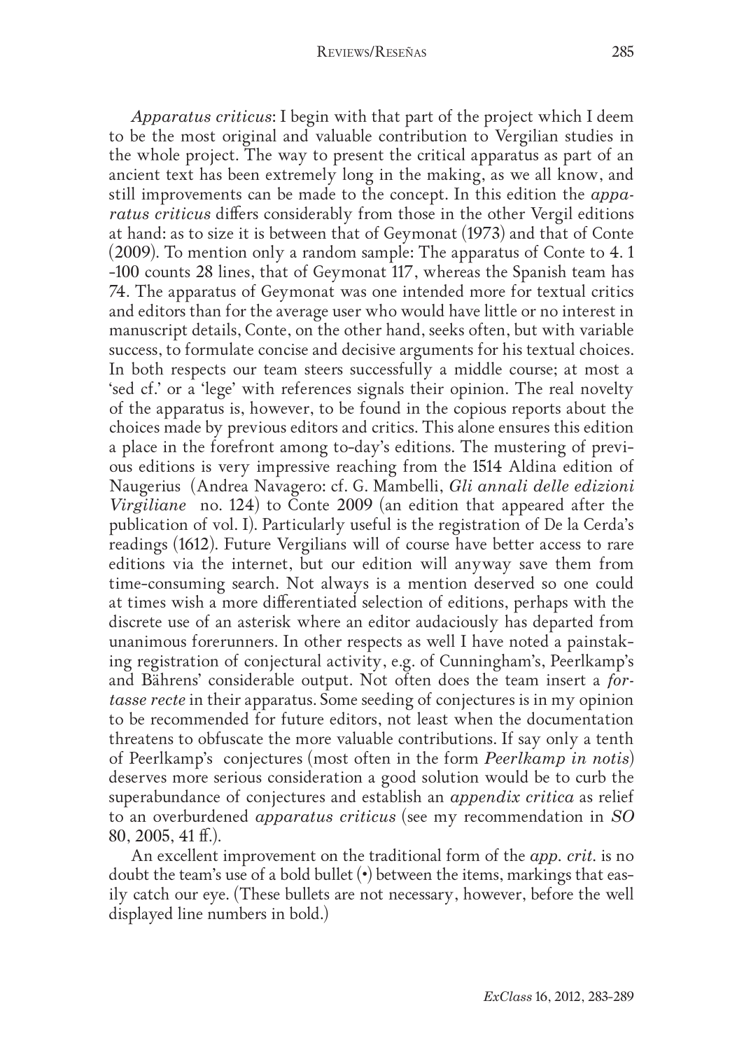*Apparatus criticus*: I begin with that part of the project which I deem to be the most original and valuable contribution to Vergilian studies in the whole project. The way to present the critical apparatus as part of an ancient text has been extremely long in the making, as we all know, and still improvements can be made to the concept. In this edition the *apparatus criticus* differs considerably from those in the other Vergil editions at hand: as to size it is between that of Geymonat (1973) and that of Conte (2009). To mention only a random sample: The apparatus of Conte to 4. 1 -100 counts 28 lines, that of Geymonat 117, whereas the Spanish team has 74. The apparatus of Geymonat was one intended more for textual critics and editors than for the average user who would have little or no interest in manuscript details, Conte, on the other hand, seeks often, but with variable success, to formulate concise and decisive arguments for his textual choices. In both respects our team steers successfully a middle course; at most a 'sed cf.' or a 'lege' with references signals their opinion. The real novelty of the apparatus is, however, to be found in the copious reports about the choices made by previous editors and critics. This alone ensures this edition a place in the forefront among to-day's editions. The mustering of previous editions is very impressive reaching from the 1514 Aldina edition of Naugerius (Andrea Navagero: cf. G. Mambelli, *Gli annali delle edizioni Virgiliane* no. 124) to Conte 2009 (an edition that appeared after the publication of vol. I). Particularly useful is the registration of De la Cerda's readings (1612). Future Vergilians will of course have better access to rare editions via the internet, but our edition will anyway save them from time-consuming search. Not always is a mention deserved so one could at times wish a more differentiated selection of editions, perhaps with the discrete use of an asterisk where an editor audaciously has departed from unanimous forerunners. In other respects as well I have noted a painstaking registration of conjectural activity, e.g. of Cunningham's, Peerlkamp's and Bährens' considerable output. Not often does the team insert a *fortasse recte* in their apparatus. Some seeding of conjectures is in my opinion to be recommended for future editors, not least when the documentation threatens to obfuscate the more valuable contributions. If say only a tenth of Peerlkamp's conjectures (most often in the form *Peerlkamp in notis*) deserves more serious consideration a good solution would be to curb the superabundance of conjectures and establish an *appendix critica* as relief to an overburdened *apparatus criticus* (see my recommendation in *SO* 80, 2005, 41 ff.).

An excellent improvement on the traditional form of the *app. crit.* is no doubt the team's use of a bold bullet (•) between the items, markings that easily catch our eye. (These bullets are not necessary, however, before the well displayed line numbers in bold.)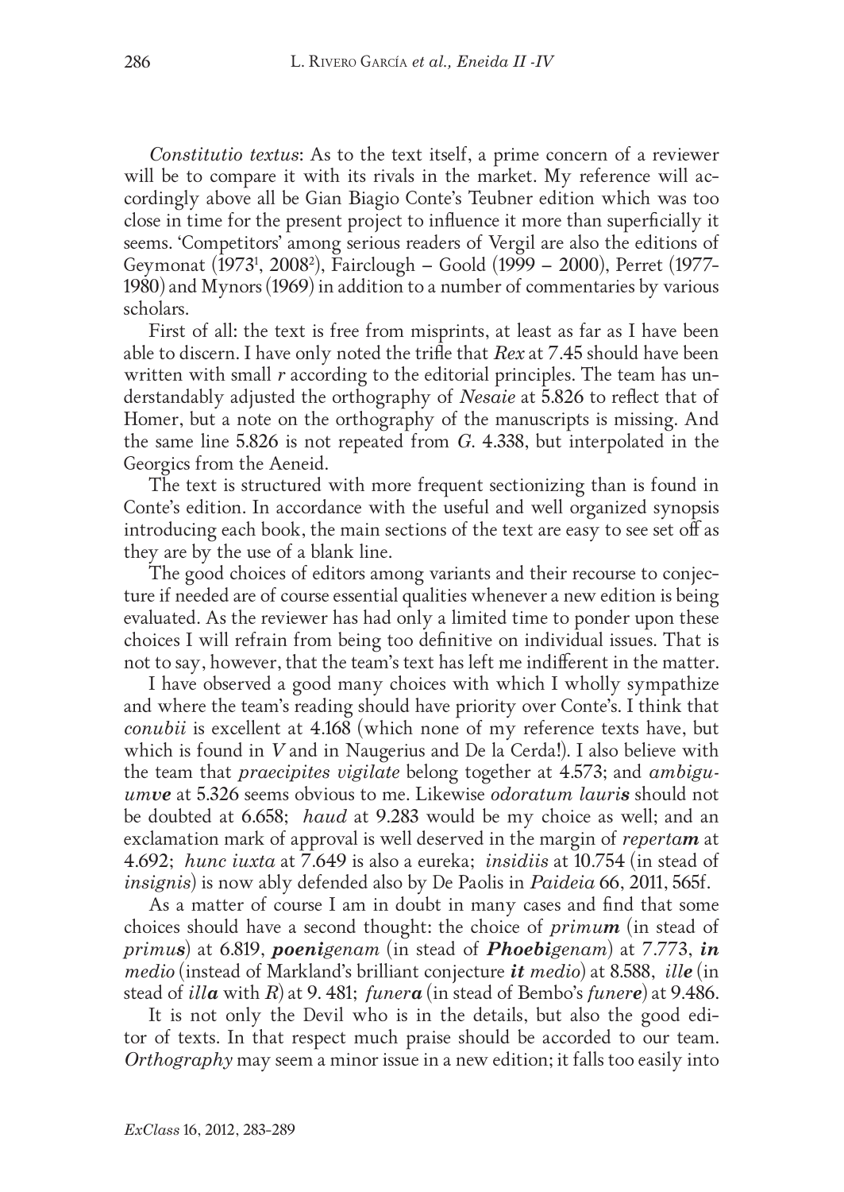*Constitutio textus*: As to the text itself, a prime concern of a reviewer will be to compare it with its rivals in the market. My reference will accordingly above all be Gian Biagio Conte's Teubner edition which was too close in time for the present project to influence it more than superficially it seems. 'Competitors' among serious readers of Vergil are also the editions of Geymonat (1973[1], 2008[2]), Fairclough – Goold (1999 – 2000), Perret (1977-1980) and Mynors (1969) in addition to a number of commentaries by various scholars.

First of all: the text is free from misprints, at least as far as I have been able to discern. I have only noted the trifle that *Rex* at 7.45 should have been written with small *r* according to the editorial principles. The team has understandably adjusted the orthography of *Nesaie* at 5.826 to reflect that of Homer, but a note on the orthography of the manuscripts is missing. And the same line 5.826 is not repeated from *G*. 4.338, but interpolated in the Georgics from the Aeneid.

The text is structured with more frequent sectionizing than is found in Conte's edition. In accordance with the useful and well organized synopsis introducing each book, the main sections of the text are easy to see set off as they are by the use of a blank line.

The good choices of editors among variants and their recourse to conjecture if needed are of course essential qualities whenever a new edition is being evaluated. As the reviewer has had only a limited time to ponder upon these choices I will refrain from being too definitive on individual issues. That is not to say, however, that the team's text has left me indifferent in the matter.

I have observed a good many choices with which I wholly sympathize and where the team's reading should have priority over Conte's. I think that *conubii* is excellent at 4.168 (which none of my reference texts have, but which is found in *V* and in Naugerius and De la Cerda!). I also believe with the team that *praecipites vigilate* belong together at 4.573; and *ambigu**umve*** at 5.326 seems obvious to me. Likewise *odoratum lauri**s*** should not be doubted at 6.658; *haud* at 9.283 would be my choice as well; and an exclamation mark of approval is well deserved in the margin of *reperta**m*** at 4.692; *hunc iuxta* at 7.649 is also a eureka; *insidiis* at 10.754 (in stead of *insignis*) is now ably defended also by De Paolis in *Paideia* 66, 2011, 565f.

As a matter of course I am in doubt in many cases and find that some choices should have a second thought: the choice of *primu**m*** (in stead of *primu**s***) at 6.819, ***poeni**genam* (in stead of ***Phoebi**genam*) at 7.773, ***in** medio* (instead of Markland's brilliant conjecture ***it** medio*) at 8.588, *ill**e*** (in stead of *ill**a*** with *R*) at 9. 481; *funer**a*** (in stead of Bembo's *funer**e***) at 9.486.

It is not only the Devil who is in the details, but also the good editor of texts. In that respect much praise should be accorded to our team. *Orthography* may seem a minor issue in a new edition; it falls too easily into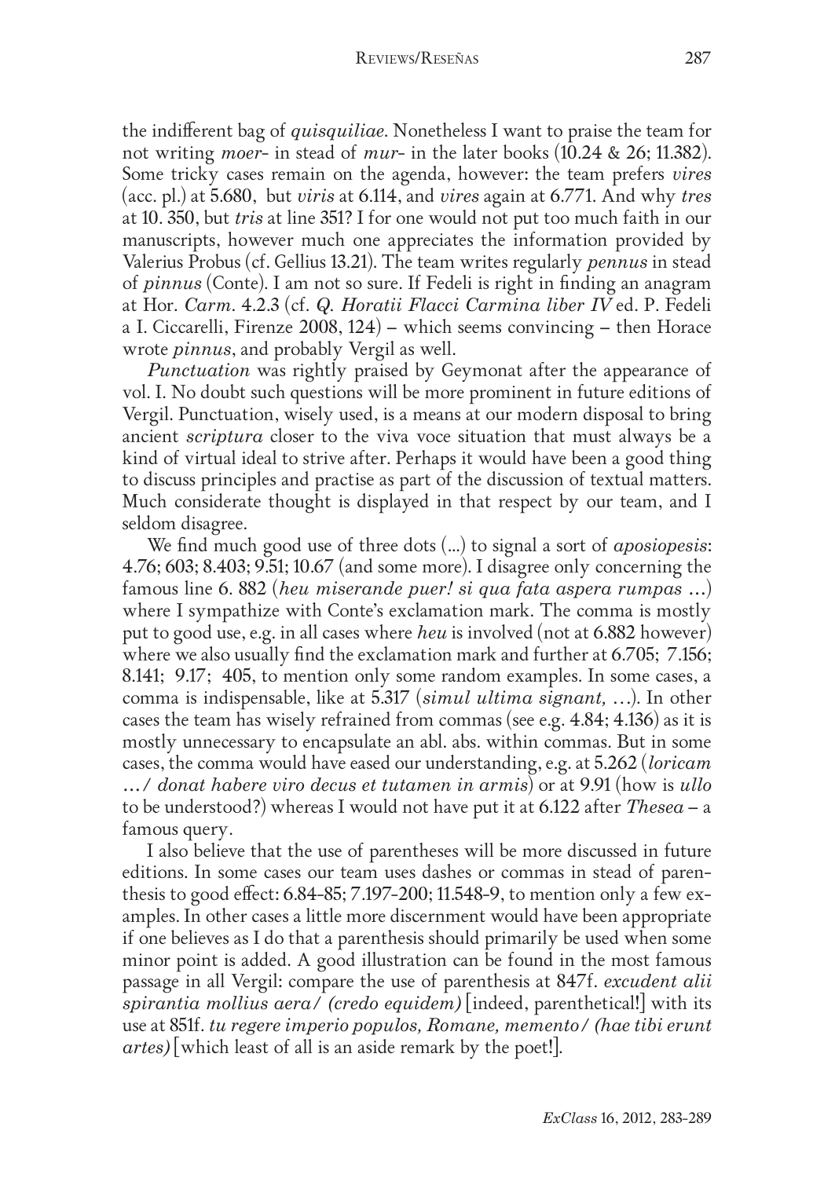the indifferent bag of *quisquiliae*. Nonetheless I want to praise the team for not writing *moer-* in stead of *mur-* in the later books (10.24 & 26; 11.382). Some tricky cases remain on the agenda, however: the team prefers *vires* (acc. pl.) at 5.680, but *viris* at 6.114, and *vires* again at 6.771. And why *tres* at 10. 350, but *tris* at line 351? I for one would not put too much faith in our manuscripts, however much one appreciates the information provided by Valerius Probus (cf. Gellius 13.21). The team writes regularly *pennus* in stead of *pinnus* (Conte). I am not so sure. If Fedeli is right in finding an anagram at Hor. *Carm*. 4.2.3 (cf. *Q. Horatii Flacci Carmina liber IV* ed. P. Fedeli a I. Ciccarelli, Firenze 2008, 124) – which seems convincing – then Horace wrote *pinnus*, and probably Vergil as well.

*Punctuation* was rightly praised by Geymonat after the appearance of vol. I. No doubt such questions will be more prominent in future editions of Vergil. Punctuation, wisely used, is a means at our modern disposal to bring ancient *scriptura* closer to the viva voce situation that must always be a kind of virtual ideal to strive after. Perhaps it would have been a good thing to discuss principles and practise as part of the discussion of textual matters. Much considerate thought is displayed in that respect by our team, and I seldom disagree.

We find much good use of three dots (...) to signal a sort of *aposiopesis*: 4.76; 603; 8.403; 9.51; 10.67 (and some more). I disagree only concerning the famous line 6. 882 (*heu miserande puer! si qua fata aspera rumpas ...*) where I sympathize with Conte's exclamation mark. The comma is mostly put to good use, e.g. in all cases where *heu* is involved (not at 6.882 however) where we also usually find the exclamation mark and further at 6.705; 7.156; 8.141; 9.17; 405, to mention only some random examples. In some cases, a comma is indispensable, like at 5.317 (*simul ultima signant, ...*). In other cases the team has wisely refrained from commas (see e.g. 4.84; 4.136) as it is mostly unnecessary to encapsulate an abl. abs. within commas. But in some cases, the comma would have eased our understanding, e.g. at 5.262 (*loricam .../ donat habere viro decus et tutamen in armis*) or at 9.91 (how is *ullo* to be understood?) whereas I would not have put it at 6.122 after *Thesea* – a famous query.

I also believe that the use of parentheses will be more discussed in future editions. In some cases our team uses dashes or commas in stead of parenthesis to good effect: 6.84-85; 7.197-200; 11.548-9, to mention only a few examples. In other cases a little more discernment would have been appropriate if one believes as I do that a parenthesis should primarily be used when some minor point is added. A good illustration can be found in the most famous passage in all Vergil: compare the use of parenthesis at 847f. *excudent alii spirantia mollius aera/ (credo equidem)* [indeed, parenthetical!] with its use at 851f. *tu regere imperio populos, Romane, memento/ (hae tibi erunt artes)* [which least of all is an aside remark by the poet!].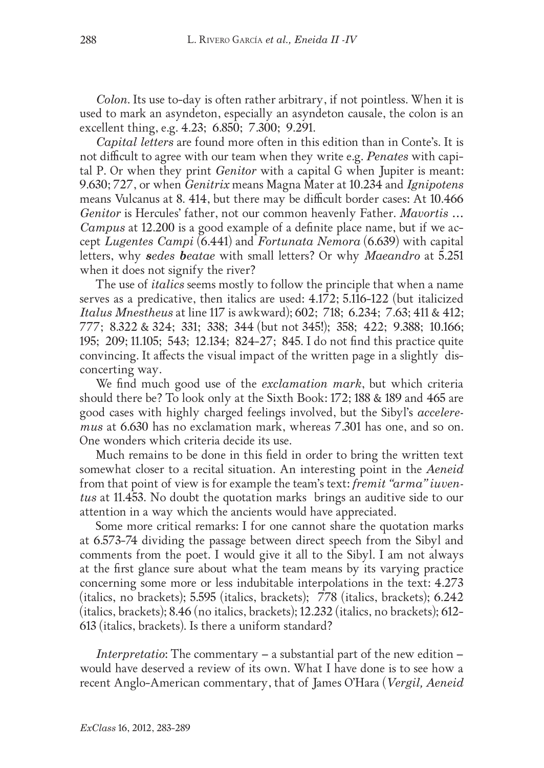*Colon*. Its use to-day is often rather arbitrary, if not pointless. When it is used to mark an asyndeton, especially an asyndeton causale, the colon is an excellent thing, e.g. 4.23; 6.850; 7.300; 9.291.

*Capital letters* are found more often in this edition than in Conte's. It is not difficult to agree with our team when they write e.g. *Penates* with capital P. Or when they print *Genitor* with a capital G when Jupiter is meant: 9.630; 727, or when *Genitrix* means Magna Mater at 10.234 and *Ignipotens* means Vulcanus at 8. 414, but there may be difficult border cases: At 10.466 *Genitor* is Hercules' father, not our common heavenly Father. *Mavortis* ... *Campus* at 12.200 is a good example of a definite place name, but if we accept *Lugentes Campi* (6.441) and *Fortunata Nemora* (6.639) with capital letters, why ***s****edes* ***b****eatae* with small letters? Or why *Maeandro* at 5.251 when it does not signify the river?

The use of *italics* seems mostly to follow the principle that when a name serves as a predicative, then italics are used: 4.172; 5.116-122 (but italicized *Italus Mnestheus* at line 117 is awkward); 602; 718; 6.234; 7.63; 411 & 412; 777; 8.322 & 324; 331; 338; 344 (but not 345!); 358; 422; 9.388; 10.166; 195; 209; 11.105; 543; 12.134; 824-27; 845. I do not find this practice quite convincing. It affects the visual impact of the written page in a slightly disconcerting way.

We find much good use of the *exclamation mark*, but which criteria should there be? To look only at the Sixth Book: 172; 188 & 189 and 465 are good cases with highly charged feelings involved, but the Sibyl's *acceleremus* at 6.630 has no exclamation mark, whereas 7.301 has one, and so on. One wonders which criteria decide its use.

Much remains to be done in this field in order to bring the written text somewhat closer to a recital situation. An interesting point in the *Aeneid* from that point of view is for example the team's text: *fremit "arma" iuventus* at 11.453. No doubt the quotation marks brings an auditive side to our attention in a way which the ancients would have appreciated.

Some more critical remarks: I for one cannot share the quotation marks at 6.573-74 dividing the passage between direct speech from the Sibyl and comments from the poet. I would give it all to the Sibyl. I am not always at the first glance sure about what the team means by its varying practice concerning some more or less indubitable interpolations in the text: 4.273 (italics, no brackets); 5.595 (italics, brackets); 778 (italics, brackets); 6.242 (italics, brackets); 8.46 (no italics, brackets); 12.232 (italics, no brackets); 612-613 (italics, brackets). Is there a uniform standard?

*Interpretatio*: The commentary – a substantial part of the new edition – would have deserved a review of its own. What I have done is to see how a recent Anglo-American commentary, that of James O'Hara (*Vergil, Aeneid*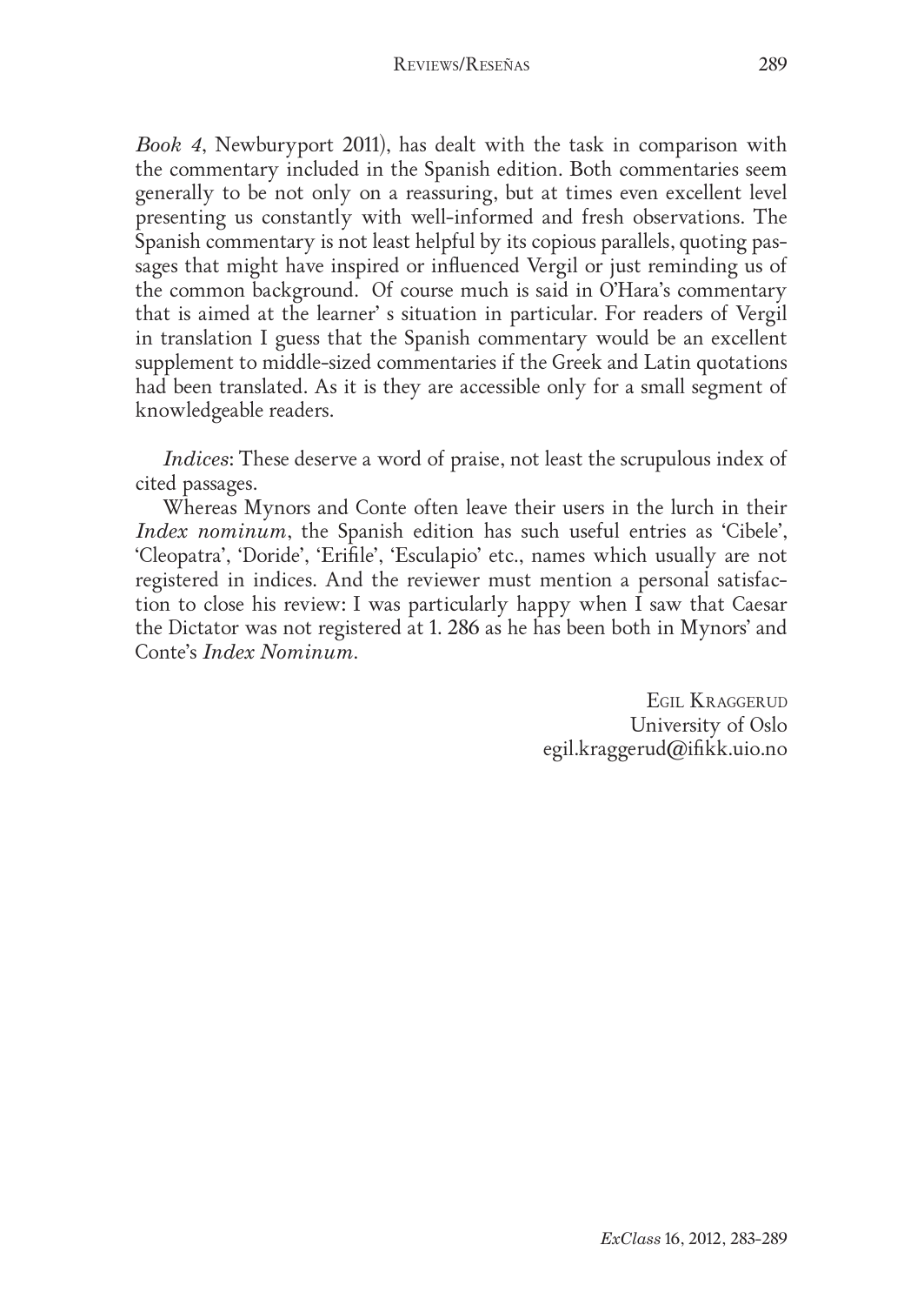*Book 4*, Newburyport 2011), has dealt with the task in comparison with the commentary included in the Spanish edition. Both commentaries seem generally to be not only on a reassuring, but at times even excellent level presenting us constantly with well-informed and fresh observations. The Spanish commentary is not least helpful by its copious parallels, quoting passages that might have inspired or influenced Vergil or just reminding us of the common background. Of course much is said in O'Hara's commentary that is aimed at the learner' s situation in particular. For readers of Vergil in translation I guess that the Spanish commentary would be an excellent supplement to middle-sized commentaries if the Greek and Latin quotations had been translated. As it is they are accessible only for a small segment of knowledgeable readers.

*Indices*: These deserve a word of praise, not least the scrupulous index of cited passages.

Whereas Mynors and Conte often leave their users in the lurch in their *Index nominum*, the Spanish edition has such useful entries as 'Cibele', 'Cleopatra', 'Doride', 'Erifile', 'Esculapio' etc., names which usually are not registered in indices. And the reviewer must mention a personal satisfaction to close his review: I was particularly happy when I saw that Caesar the Dictator was not registered at 1. 286 as he has been both in Mynors' and Conte's *Index Nominum*.

Egil Kraggerud
University of Oslo
egil.kraggerud@ifikk.uio.no